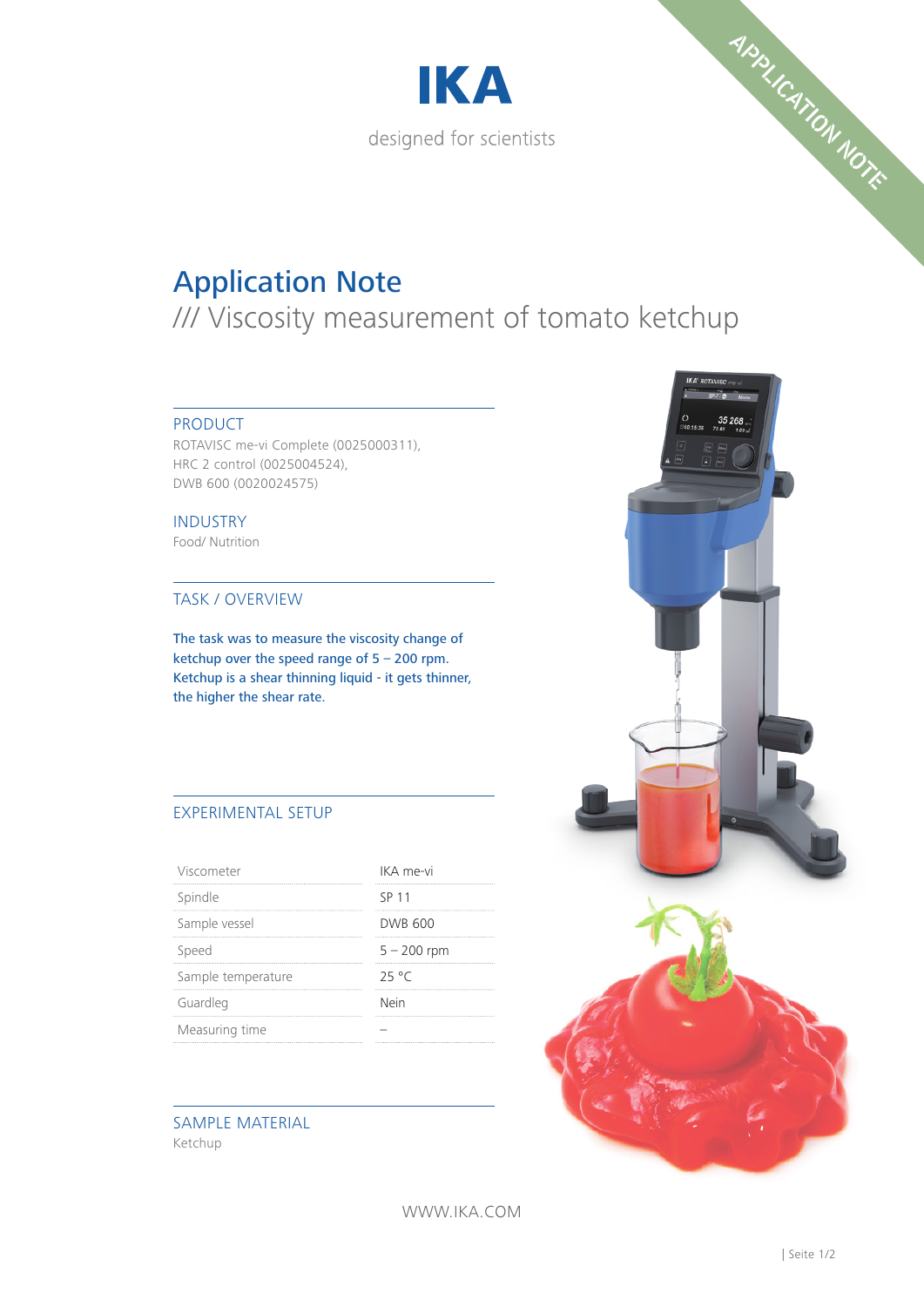# IKA

designed for scientists

APPLICATION NOTE

# Application Note

## /// Viscosity measurement of tomato ketchup

### PRODUCT

ROTAVISC me-vi Complete (0025000311),
HRC 2 control (0025004524),
DWB 600 (0020024575)

### INDUSTRY

Food/ Nutrition

### TASK / OVERVIEW

The task was to measure the viscosity change of ketchup over the speed range of 5 – 200 rpm. Ketchup is a shear thinning liquid - it gets thinner, the higher the shear rate.

### EXPERIMENTAL SETUP

| | |
|---|---|
| Viscometer | IKA me-vi |
| Spindle | SP 11 |
| Sample vessel | DWB 600 |
| Speed | 5 – 200 rpm |
| Sample temperature | 25 °C |
| Guardleg | Nein |
| Measuring time | – |

### SAMPLE MATERIAL

Ketchup

WWW.IKA.COM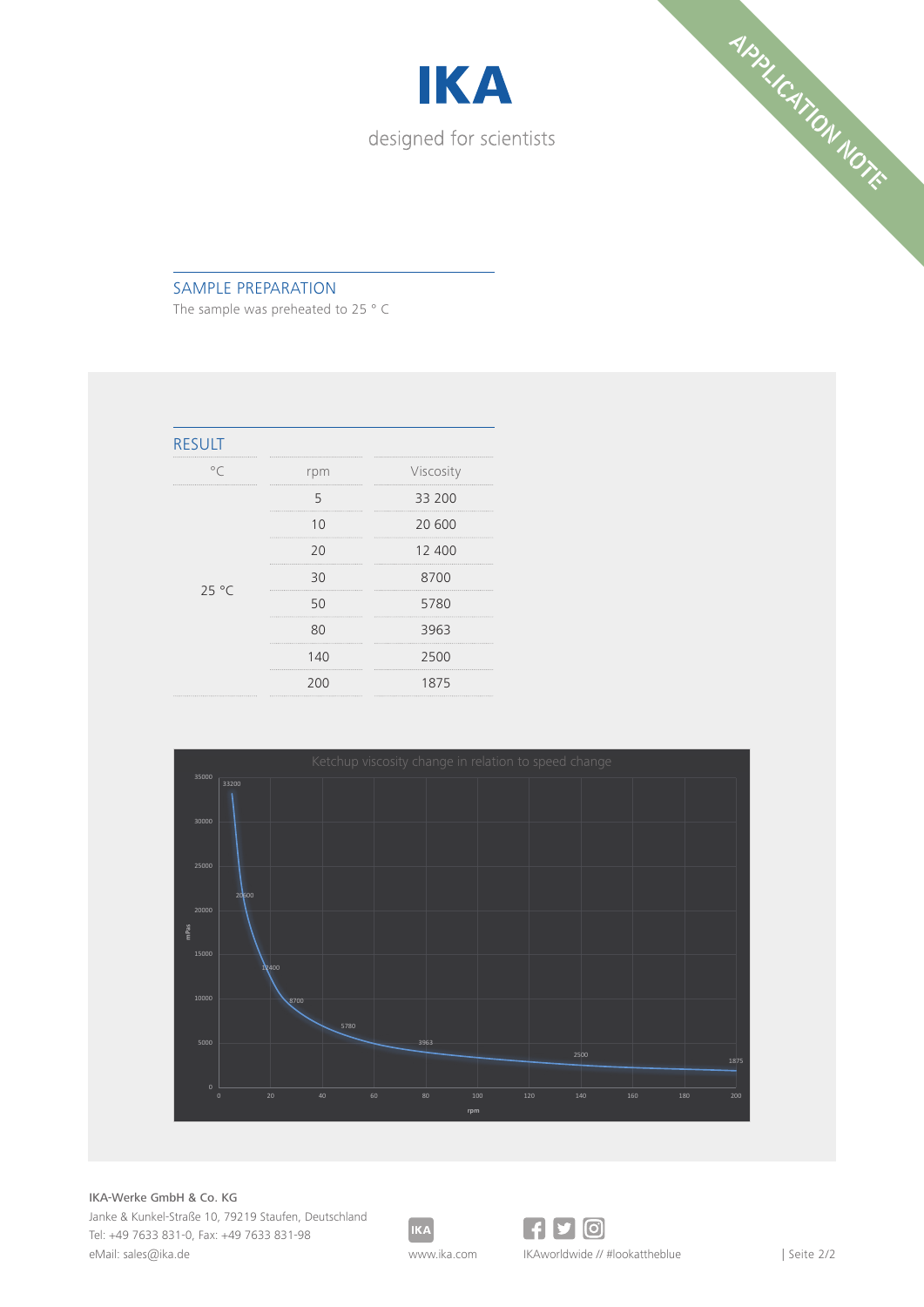IKA

designed for scientists

APPLICATION NOTE

## SAMPLE PREPARATION

The sample was preheated to 25 ° C

## RESULT

| °C | rpm | Viscosity |
|---|---|---|
| 25 °C | 5 | 33 200 |
| | 10 | 20 600 |
| | 20 | 12 400 |
| | 30 | 8700 |
| | 50 | 5780 |
| | 80 | 3963 |
| | 140 | 2500 |
| | 200 | 1875 |

Ketchup viscosity change in relation to speed change

mPas

35000
30000
25000
20000
15000
10000
5000
0

33200
20600
12400
8700
5780
3963
2500
1875

0 20 40 60 80 100 120 140 160 180 200

rpm

IKA-Werke GmbH & Co. KG
Janke & Kunkel-Straße 10, 79219 Staufen, Deutschland
Tel: +49 7633 831-0, Fax: +49 7633 831-98
eMail: sales@ika.de

www.ika.com

IKAworldwide // #lookattheblue